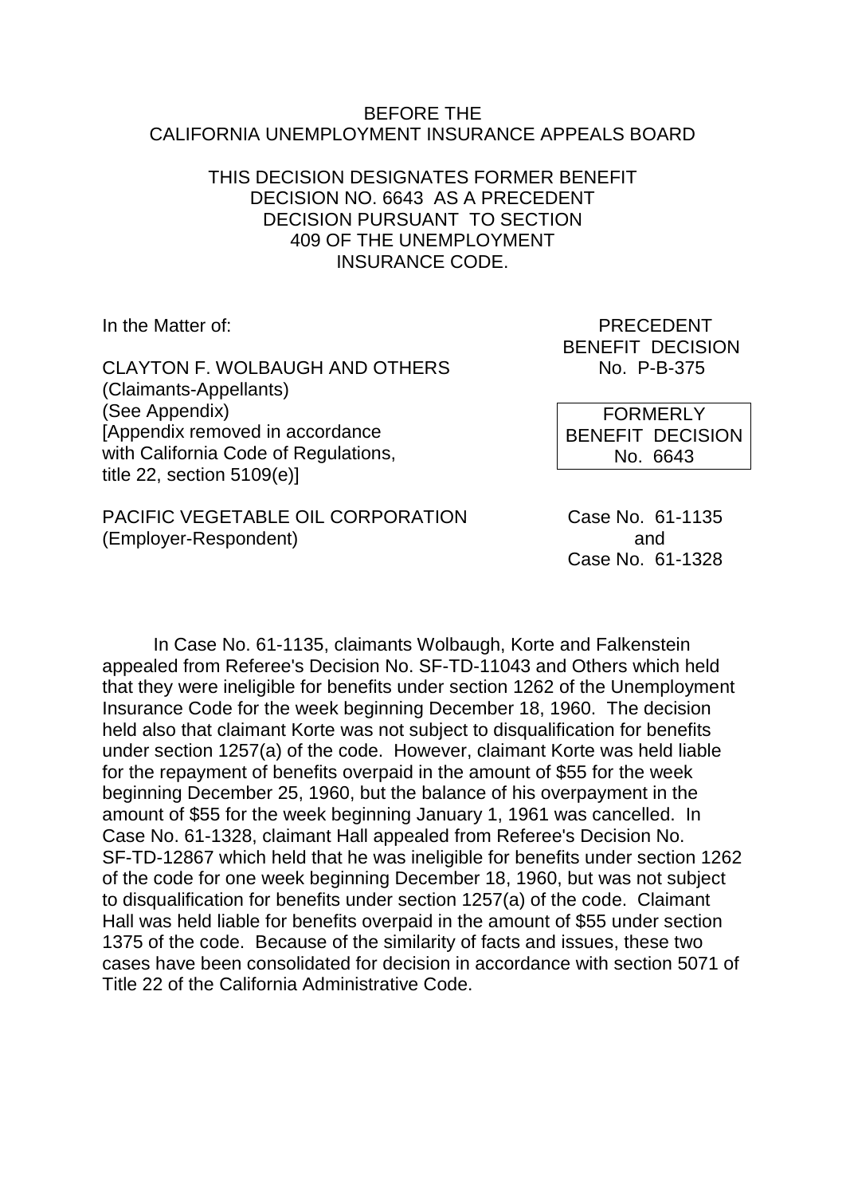BEFORE THE
CALIFORNIA UNEMPLOYMENT INSURANCE APPEALS BOARD

THIS DECISION DESIGNATES FORMER BENEFIT DECISION NO. 6643 AS A PRECEDENT DECISION PURSUANT TO SECTION 409 OF THE UNEMPLOYMENT INSURANCE CODE.

In the Matter of:

CLAYTON F. WOLBAUGH AND OTHERS
(Claimants-Appellants)
(See Appendix)
[Appendix removed in accordance with California Code of Regulations, title 22, section 5109(e)]

PACIFIC VEGETABLE OIL CORPORATION
(Employer-Respondent)

PRECEDENT
BENEFIT DECISION
No. P-B-375

FORMERLY
BENEFIT DECISION
No. 6643

Case No. 61-1135
and
Case No. 61-1328

In Case No. 61-1135, claimants Wolbaugh, Korte and Falkenstein appealed from Referee's Decision No. SF-TD-11043 and Others which held that they were ineligible for benefits under section 1262 of the Unemployment Insurance Code for the week beginning December 18, 1960. The decision held also that claimant Korte was not subject to disqualification for benefits under section 1257(a) of the code. However, claimant Korte was held liable for the repayment of benefits overpaid in the amount of $55 for the week beginning December 25, 1960, but the balance of his overpayment in the amount of $55 for the week beginning January 1, 1961 was cancelled. In Case No. 61-1328, claimant Hall appealed from Referee's Decision No. SF-TD-12867 which held that he was ineligible for benefits under section 1262 of the code for one week beginning December 18, 1960, but was not subject to disqualification for benefits under section 1257(a) of the code. Claimant Hall was held liable for benefits overpaid in the amount of $55 under section 1375 of the code. Because of the similarity of facts and issues, these two cases have been consolidated for decision in accordance with section 5071 of Title 22 of the California Administrative Code.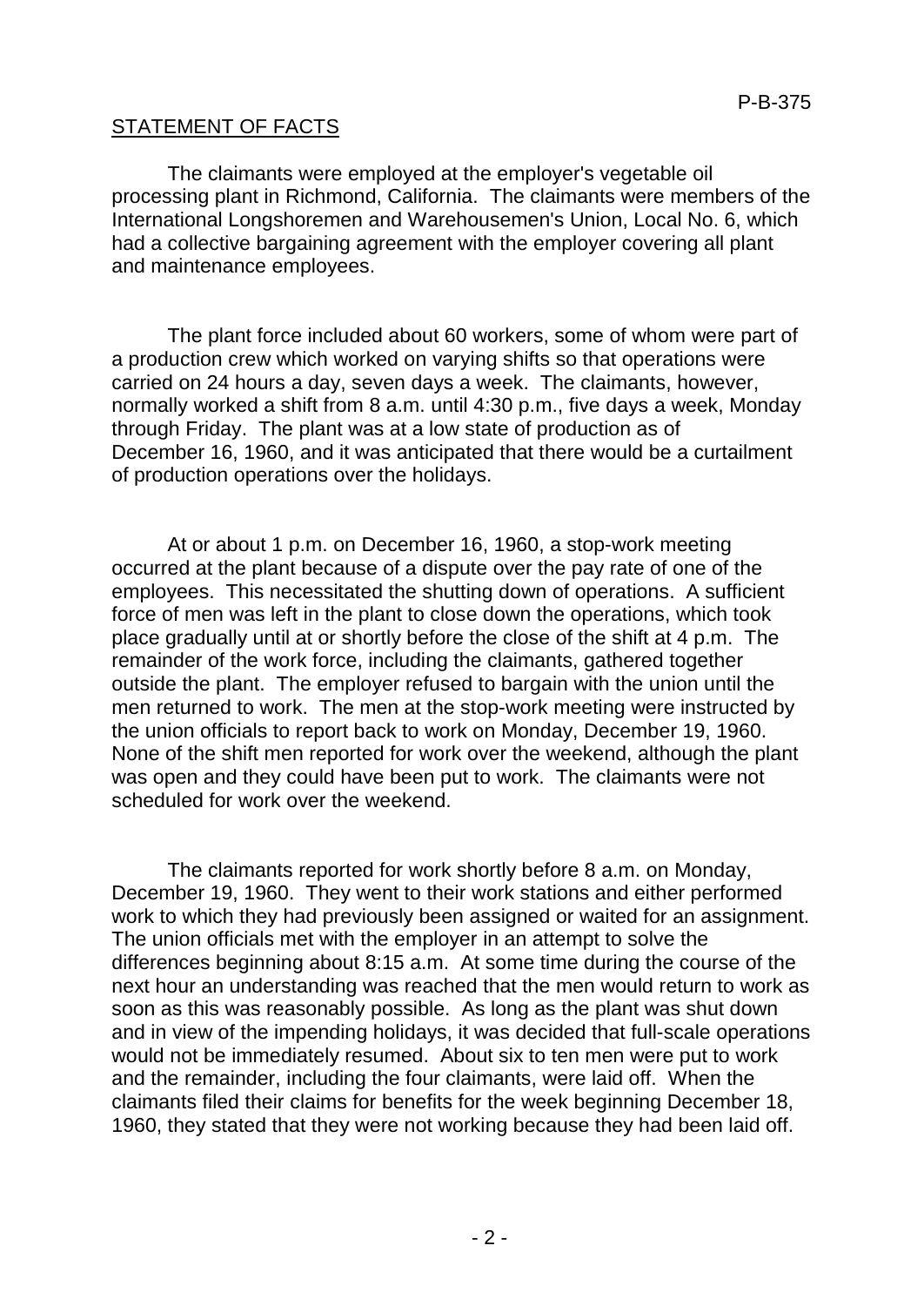## STATEMENT OF FACTS

The claimants were employed at the employer's vegetable oil processing plant in Richmond, California. The claimants were members of the International Longshoremen and Warehousemen's Union, Local No. 6, which had a collective bargaining agreement with the employer covering all plant and maintenance employees.

The plant force included about 60 workers, some of whom were part of a production crew which worked on varying shifts so that operations were carried on 24 hours a day, seven days a week. The claimants, however, normally worked a shift from 8 a.m. until 4:30 p.m., five days a week, Monday through Friday. The plant was at a low state of production as of December 16, 1960, and it was anticipated that there would be a curtailment of production operations over the holidays.

At or about 1 p.m. on December 16, 1960, a stop-work meeting occurred at the plant because of a dispute over the pay rate of one of the employees. This necessitated the shutting down of operations. A sufficient force of men was left in the plant to close down the operations, which took place gradually until at or shortly before the close of the shift at 4 p.m. The remainder of the work force, including the claimants, gathered together outside the plant. The employer refused to bargain with the union until the men returned to work. The men at the stop-work meeting were instructed by the union officials to report back to work on Monday, December 19, 1960. None of the shift men reported for work over the weekend, although the plant was open and they could have been put to work. The claimants were not scheduled for work over the weekend.

The claimants reported for work shortly before 8 a.m. on Monday, December 19, 1960. They went to their work stations and either performed work to which they had previously been assigned or waited for an assignment. The union officials met with the employer in an attempt to solve the differences beginning about 8:15 a.m. At some time during the course of the next hour an understanding was reached that the men would return to work as soon as this was reasonably possible. As long as the plant was shut down and in view of the impending holidays, it was decided that full-scale operations would not be immediately resumed. About six to ten men were put to work and the remainder, including the four claimants, were laid off. When the claimants filed their claims for benefits for the week beginning December 18, 1960, they stated that they were not working because they had been laid off.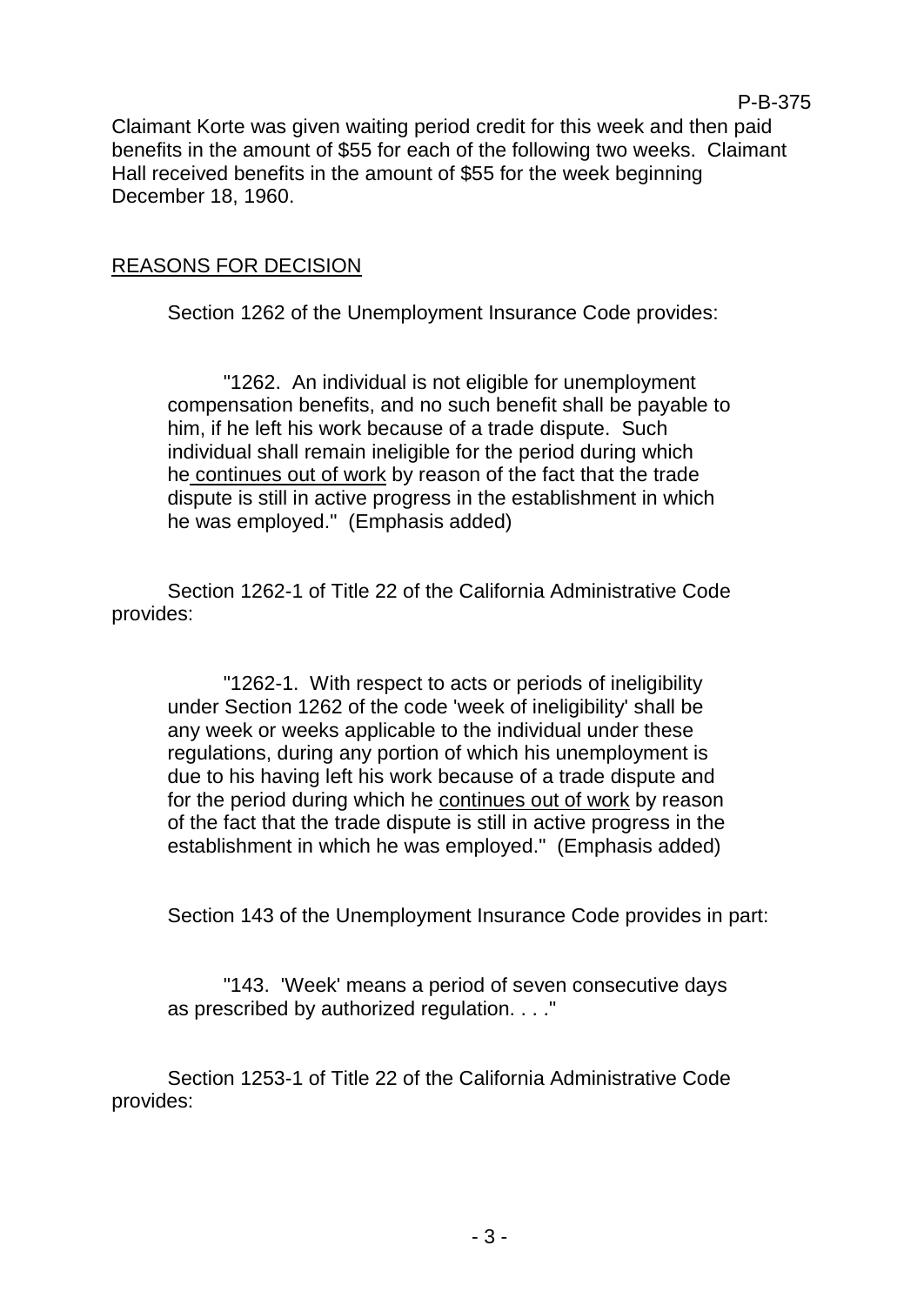Claimant Korte was given waiting period credit for this week and then paid benefits in the amount of $55 for each of the following two weeks. Claimant Hall received benefits in the amount of $55 for the week beginning December 18, 1960.

## REASONS FOR DECISION

Section 1262 of the Unemployment Insurance Code provides:

> "1262. An individual is not eligible for unemployment compensation benefits, and no such benefit shall be payable to him, if he left his work because of a trade dispute. Such individual shall remain ineligible for the period during which he <u>continues out of work</u> by reason of the fact that the trade dispute is still in active progress in the establishment in which he was employed." (Emphasis added)

Section 1262-1 of Title 22 of the California Administrative Code provides:

> "1262-1. With respect to acts or periods of ineligibility under Section 1262 of the code 'week of ineligibility' shall be any week or weeks applicable to the individual under these regulations, during any portion of which his unemployment is due to his having left his work because of a trade dispute and for the period during which he <u>continues out of work</u> by reason of the fact that the trade dispute is still in active progress in the establishment in which he was employed." (Emphasis added)

Section 143 of the Unemployment Insurance Code provides in part:

> "143. 'Week' means a period of seven consecutive days as prescribed by authorized regulation. . . ."

Section 1253-1 of Title 22 of the California Administrative Code provides: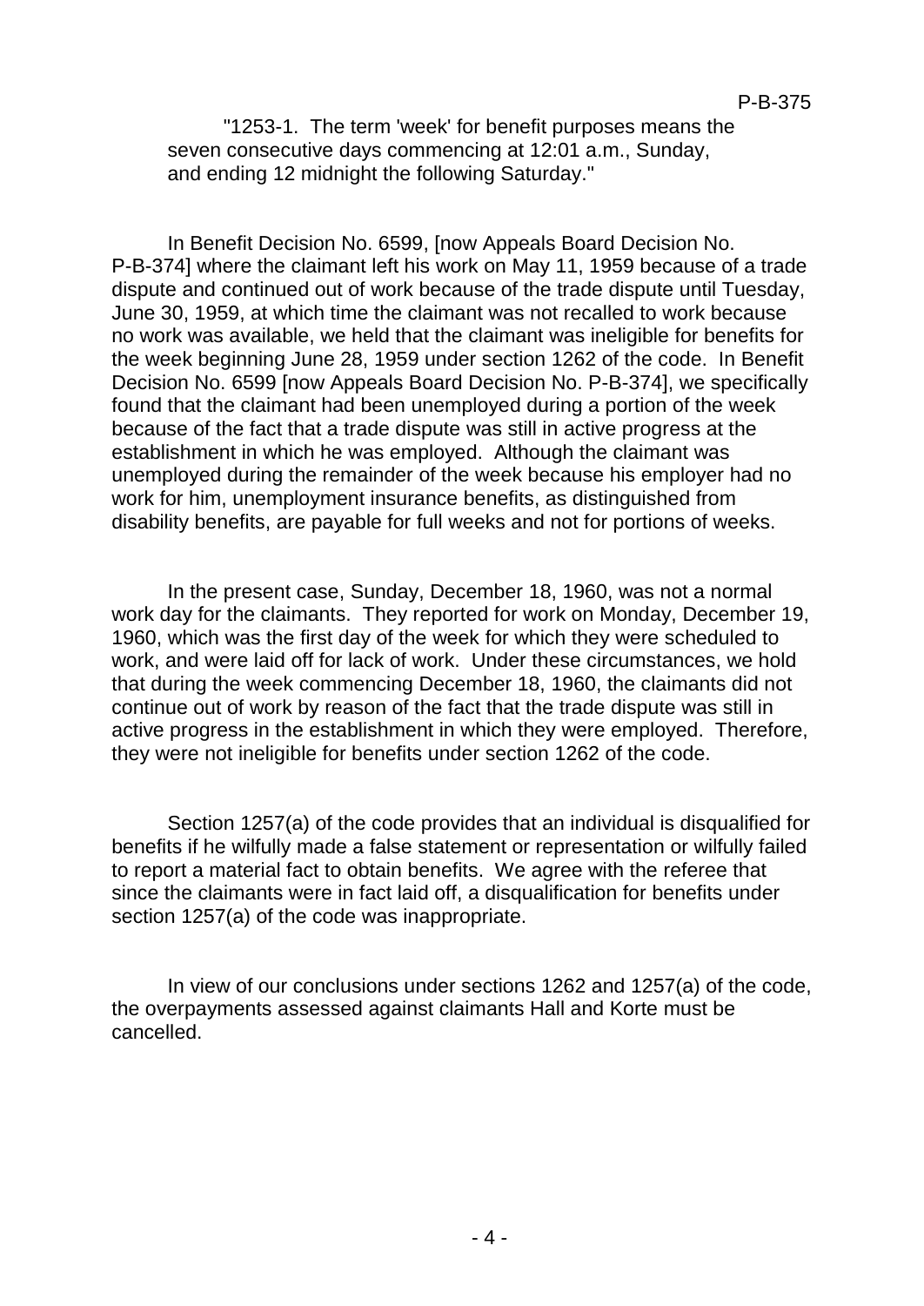"1253-1. The term 'week' for benefit purposes means the seven consecutive days commencing at 12:01 a.m., Sunday, and ending 12 midnight the following Saturday."

In Benefit Decision No. 6599, [now Appeals Board Decision No. P-B-374] where the claimant left his work on May 11, 1959 because of a trade dispute and continued out of work because of the trade dispute until Tuesday, June 30, 1959, at which time the claimant was not recalled to work because no work was available, we held that the claimant was ineligible for benefits for the week beginning June 28, 1959 under section 1262 of the code. In Benefit Decision No. 6599 [now Appeals Board Decision No. P-B-374], we specifically found that the claimant had been unemployed during a portion of the week because of the fact that a trade dispute was still in active progress at the establishment in which he was employed. Although the claimant was unemployed during the remainder of the week because his employer had no work for him, unemployment insurance benefits, as distinguished from disability benefits, are payable for full weeks and not for portions of weeks.

In the present case, Sunday, December 18, 1960, was not a normal work day for the claimants. They reported for work on Monday, December 19, 1960, which was the first day of the week for which they were scheduled to work, and were laid off for lack of work. Under these circumstances, we hold that during the week commencing December 18, 1960, the claimants did not continue out of work by reason of the fact that the trade dispute was still in active progress in the establishment in which they were employed. Therefore, they were not ineligible for benefits under section 1262 of the code.

Section 1257(a) of the code provides that an individual is disqualified for benefits if he wilfully made a false statement or representation or wilfully failed to report a material fact to obtain benefits. We agree with the referee that since the claimants were in fact laid off, a disqualification for benefits under section 1257(a) of the code was inappropriate.

In view of our conclusions under sections 1262 and 1257(a) of the code, the overpayments assessed against claimants Hall and Korte must be cancelled.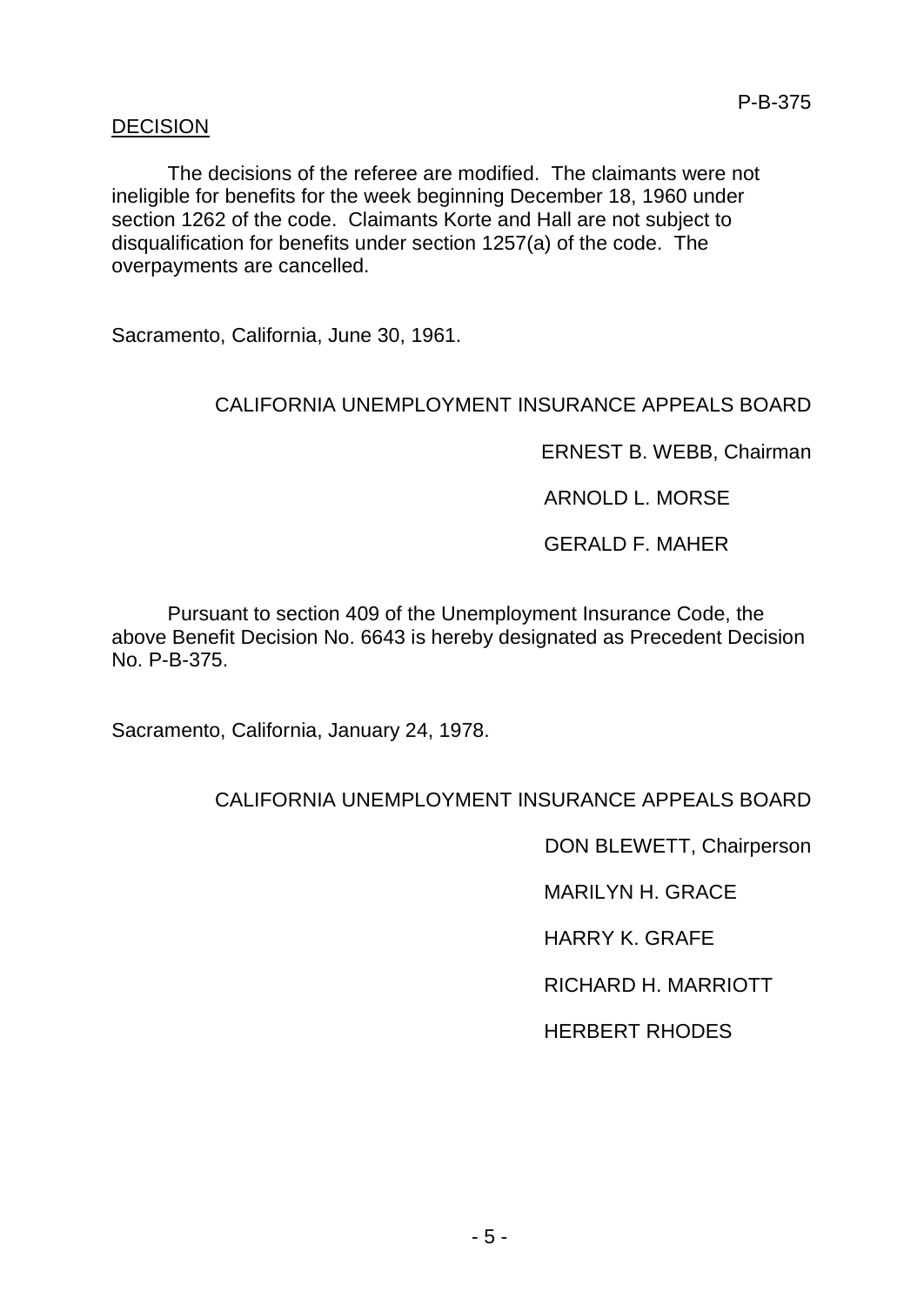DECISION

The decisions of the referee are modified. The claimants were not ineligible for benefits for the week beginning December 18, 1960 under section 1262 of the code. Claimants Korte and Hall are not subject to disqualification for benefits under section 1257(a) of the code. The overpayments are cancelled.

Sacramento, California, June 30, 1961.

CALIFORNIA UNEMPLOYMENT INSURANCE APPEALS BOARD

ERNEST B. WEBB, Chairman

ARNOLD L. MORSE

GERALD F. MAHER

Pursuant to section 409 of the Unemployment Insurance Code, the above Benefit Decision No. 6643 is hereby designated as Precedent Decision No. P-B-375.

Sacramento, California, January 24, 1978.

CALIFORNIA UNEMPLOYMENT INSURANCE APPEALS BOARD

DON BLEWETT, Chairperson

MARILYN H. GRACE

HARRY K. GRAFE

RICHARD H. MARRIOTT

HERBERT RHODES